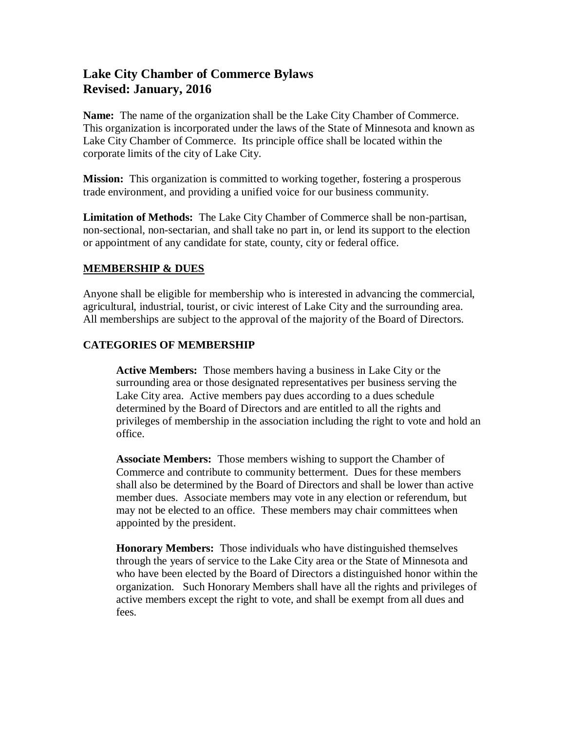# Lake City Chamber of Commerce Bylaws
# Revised: January, 2016

**Name:** The name of the organization shall be the Lake City Chamber of Commerce. This organization is incorporated under the laws of the State of Minnesota and known as Lake City Chamber of Commerce. Its principle office shall be located within the corporate limits of the city of Lake City.

**Mission:** This organization is committed to working together, fostering a prosperous trade environment, and providing a unified voice for our business community.

**Limitation of Methods:** The Lake City Chamber of Commerce shall be non-partisan, non-sectional, non-sectarian, and shall take no part in, or lend its support to the election or appointment of any candidate for state, county, city or federal office.

## MEMBERSHIP & DUES

Anyone shall be eligible for membership who is interested in advancing the commercial, agricultural, industrial, tourist, or civic interest of Lake City and the surrounding area. All memberships are subject to the approval of the majority of the Board of Directors.

### CATEGORIES OF MEMBERSHIP

**Active Members:** Those members having a business in Lake City or the surrounding area or those designated representatives per business serving the Lake City area. Active members pay dues according to a dues schedule determined by the Board of Directors and are entitled to all the rights and privileges of membership in the association including the right to vote and hold an office.

**Associate Members:** Those members wishing to support the Chamber of Commerce and contribute to community betterment. Dues for these members shall also be determined by the Board of Directors and shall be lower than active member dues. Associate members may vote in any election or referendum, but may not be elected to an office. These members may chair committees when appointed by the president.

**Honorary Members:** Those individuals who have distinguished themselves through the years of service to the Lake City area or the State of Minnesota and who have been elected by the Board of Directors a distinguished honor within the organization. Such Honorary Members shall have all the rights and privileges of active members except the right to vote, and shall be exempt from all dues and fees.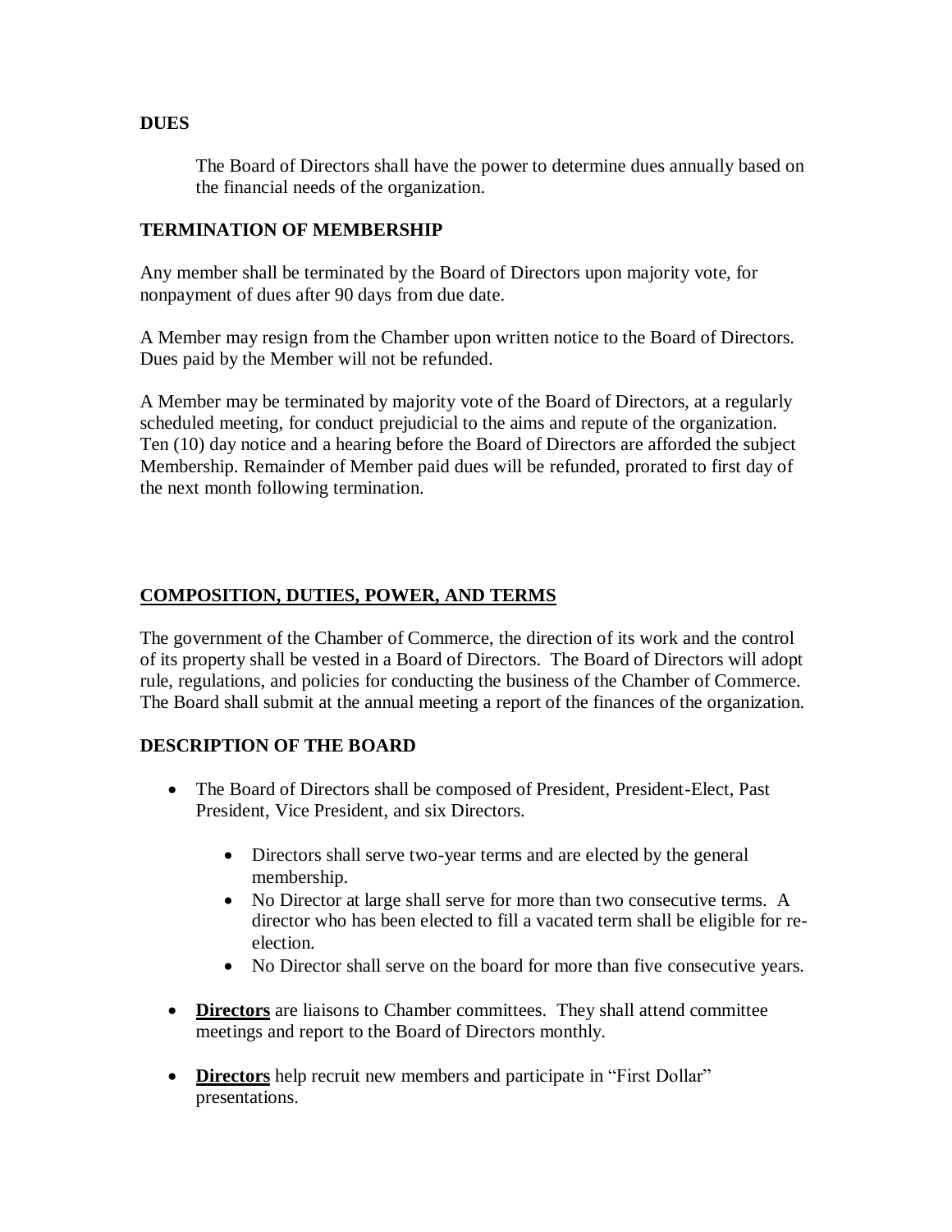**DUES**

The Board of Directors shall have the power to determine dues annually based on the financial needs of the organization.

**TERMINATION OF MEMBERSHIP**

Any member shall be terminated by the Board of Directors upon majority vote, for nonpayment of dues after 90 days from due date.

A Member may resign from the Chamber upon written notice to the Board of Directors. Dues paid by the Member will not be refunded.

A Member may be terminated by majority vote of the Board of Directors, at a regularly scheduled meeting, for conduct prejudicial to the aims and repute of the organization. Ten (10) day notice and a hearing before the Board of Directors are afforded the subject Membership. Remainder of Member paid dues will be refunded, prorated to first day of the next month following termination.

**COMPOSITION, DUTIES, POWER, AND TERMS**

The government of the Chamber of Commerce, the direction of its work and the control of its property shall be vested in a Board of Directors. The Board of Directors will adopt rule, regulations, and policies for conducting the business of the Chamber of Commerce. The Board shall submit at the annual meeting a report of the finances of the organization.

**DESCRIPTION OF THE BOARD**

- The Board of Directors shall be composed of President, President-Elect, Past President, Vice President, and six Directors.
  - Directors shall serve two-year terms and are elected by the general membership.
  - No Director at large shall serve for more than two consecutive terms. A director who has been elected to fill a vacated term shall be eligible for re-election.
  - No Director shall serve on the board for more than five consecutive years.
- **Directors** are liaisons to Chamber committees. They shall attend committee meetings and report to the Board of Directors monthly.
- **Directors** help recruit new members and participate in "First Dollar" presentations.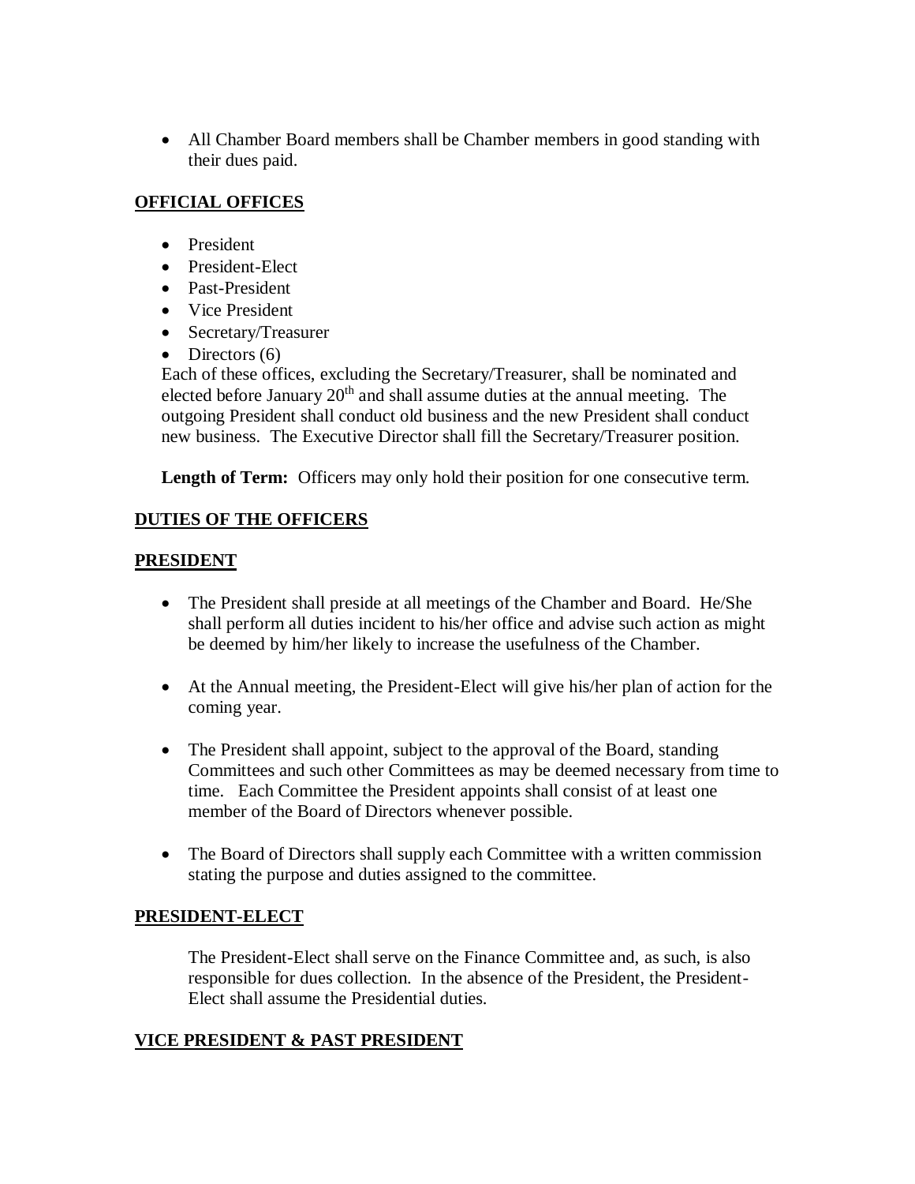- All Chamber Board members shall be Chamber members in good standing with their dues paid.

## OFFICIAL OFFICES

- President
- President-Elect
- Past-President
- Vice President
- Secretary/Treasurer
- Directors (6)

Each of these offices, excluding the Secretary/Treasurer, shall be nominated and elected before January 20th and shall assume duties at the annual meeting. The outgoing President shall conduct old business and the new President shall conduct new business. The Executive Director shall fill the Secretary/Treasurer position.

**Length of Term:** Officers may only hold their position for one consecutive term.

## DUTIES OF THE OFFICERS

## PRESIDENT

- The President shall preside at all meetings of the Chamber and Board. He/She shall perform all duties incident to his/her office and advise such action as might be deemed by him/her likely to increase the usefulness of the Chamber.

- At the Annual meeting, the President-Elect will give his/her plan of action for the coming year.

- The President shall appoint, subject to the approval of the Board, standing Committees and such other Committees as may be deemed necessary from time to time. Each Committee the President appoints shall consist of at least one member of the Board of Directors whenever possible.

- The Board of Directors shall supply each Committee with a written commission stating the purpose and duties assigned to the committee.

## PRESIDENT-ELECT

The President-Elect shall serve on the Finance Committee and, as such, is also responsible for dues collection. In the absence of the President, the President-Elect shall assume the Presidential duties.

## VICE PRESIDENT & PAST PRESIDENT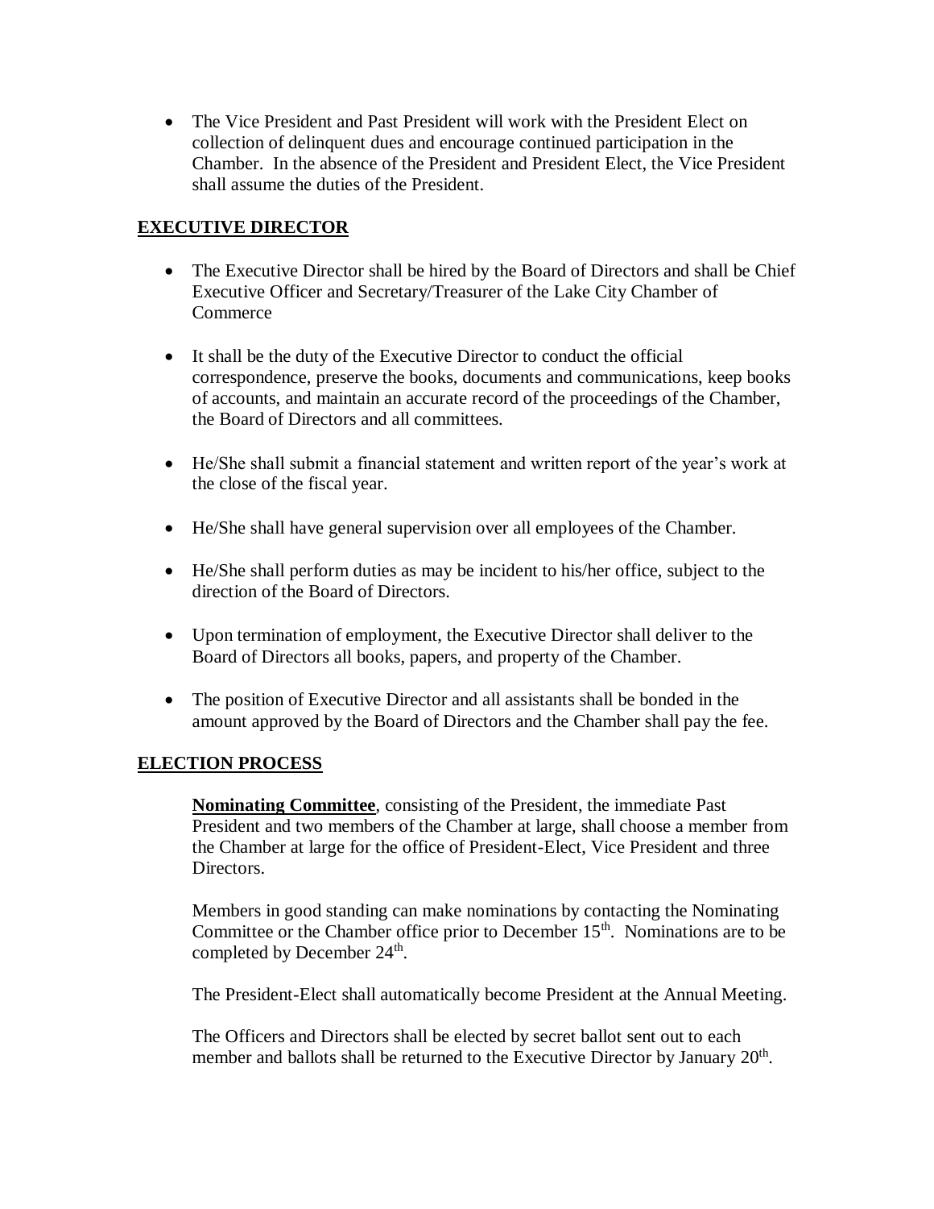- The Vice President and Past President will work with the President Elect on collection of delinquent dues and encourage continued participation in the Chamber. In the absence of the President and President Elect, the Vice President shall assume the duties of the President.

## EXECUTIVE DIRECTOR

- The Executive Director shall be hired by the Board of Directors and shall be Chief Executive Officer and Secretary/Treasurer of the Lake City Chamber of Commerce

- It shall be the duty of the Executive Director to conduct the official correspondence, preserve the books, documents and communications, keep books of accounts, and maintain an accurate record of the proceedings of the Chamber, the Board of Directors and all committees.

- He/She shall submit a financial statement and written report of the year's work at the close of the fiscal year.

- He/She shall have general supervision over all employees of the Chamber.

- He/She shall perform duties as may be incident to his/her office, subject to the direction of the Board of Directors.

- Upon termination of employment, the Executive Director shall deliver to the Board of Directors all books, papers, and property of the Chamber.

- The position of Executive Director and all assistants shall be bonded in the amount approved by the Board of Directors and the Chamber shall pay the fee.

## ELECTION PROCESS

**Nominating Committee**, consisting of the President, the immediate Past President and two members of the Chamber at large, shall choose a member from the Chamber at large for the office of President-Elect, Vice President and three Directors.

Members in good standing can make nominations by contacting the Nominating Committee or the Chamber office prior to December 15th. Nominations are to be completed by December 24th.

The President-Elect shall automatically become President at the Annual Meeting.

The Officers and Directors shall be elected by secret ballot sent out to each member and ballots shall be returned to the Executive Director by January 20th.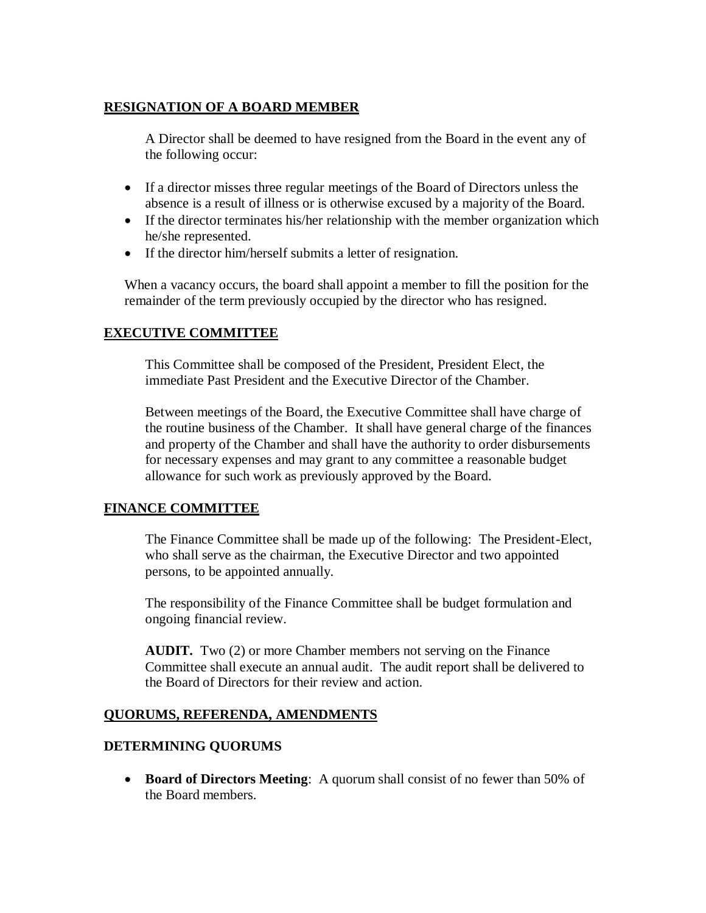## RESIGNATION OF A BOARD MEMBER

A Director shall be deemed to have resigned from the Board in the event any of the following occur:

- If a director misses three regular meetings of the Board of Directors unless the absence is a result of illness or is otherwise excused by a majority of the Board.
- If the director terminates his/her relationship with the member organization which he/she represented.
- If the director him/herself submits a letter of resignation.

When a vacancy occurs, the board shall appoint a member to fill the position for the remainder of the term previously occupied by the director who has resigned.

## EXECUTIVE COMMITTEE

This Committee shall be composed of the President, President Elect, the immediate Past President and the Executive Director of the Chamber.

Between meetings of the Board, the Executive Committee shall have charge of the routine business of the Chamber. It shall have general charge of the finances and property of the Chamber and shall have the authority to order disbursements for necessary expenses and may grant to any committee a reasonable budget allowance for such work as previously approved by the Board.

## FINANCE COMMITTEE

The Finance Committee shall be made up of the following: The President-Elect, who shall serve as the chairman, the Executive Director and two appointed persons, to be appointed annually.

The responsibility of the Finance Committee shall be budget formulation and ongoing financial review.

**AUDIT.** Two (2) or more Chamber members not serving on the Finance Committee shall execute an annual audit. The audit report shall be delivered to the Board of Directors for their review and action.

## QUORUMS, REFERENDA, AMENDMENTS

### DETERMINING QUORUMS

- **Board of Directors Meeting**: A quorum shall consist of no fewer than 50% of the Board members.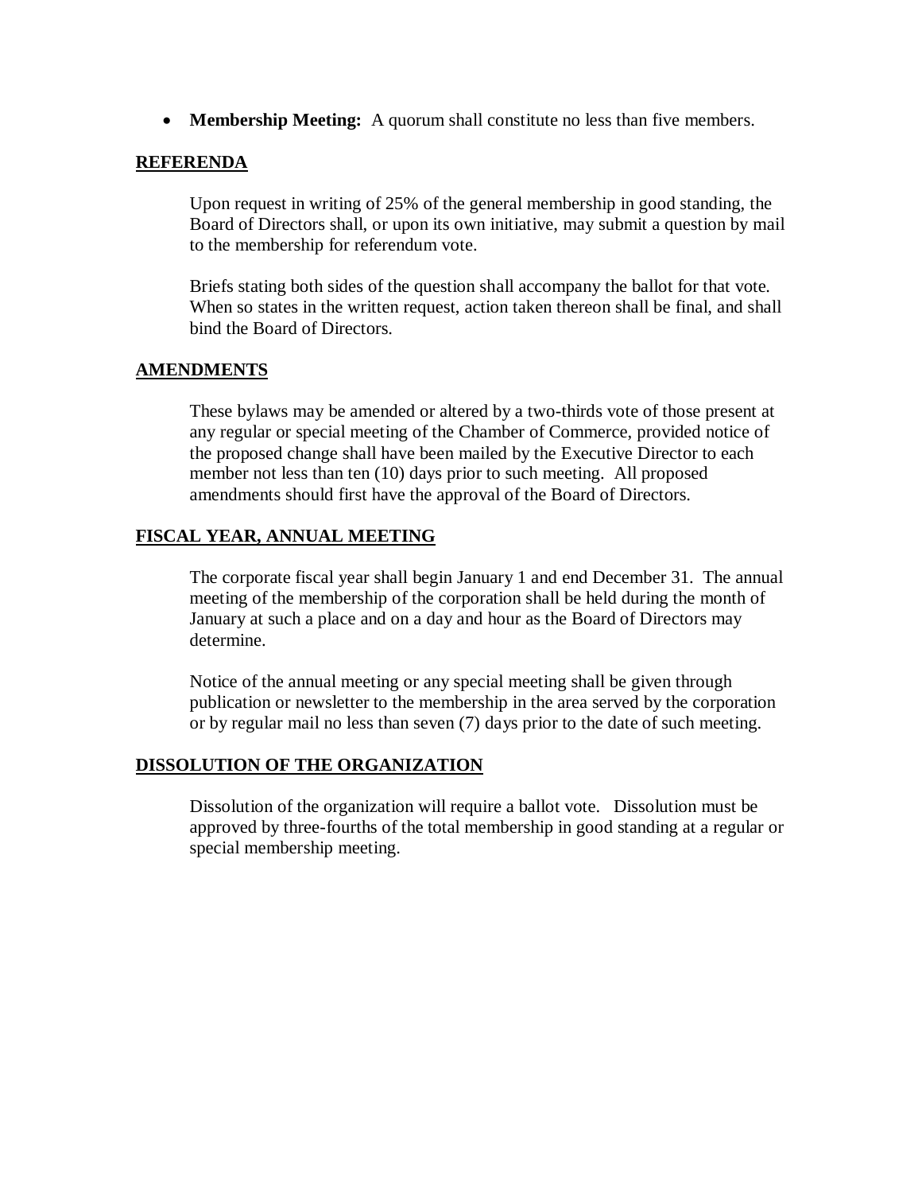- **Membership Meeting:** A quorum shall constitute no less than five members.

## REFERENDA

Upon request in writing of 25% of the general membership in good standing, the Board of Directors shall, or upon its own initiative, may submit a question by mail to the membership for referendum vote.

Briefs stating both sides of the question shall accompany the ballot for that vote. When so states in the written request, action taken thereon shall be final, and shall bind the Board of Directors.

## AMENDMENTS

These bylaws may be amended or altered by a two-thirds vote of those present at any regular or special meeting of the Chamber of Commerce, provided notice of the proposed change shall have been mailed by the Executive Director to each member not less than ten (10) days prior to such meeting. All proposed amendments should first have the approval of the Board of Directors.

## FISCAL YEAR, ANNUAL MEETING

The corporate fiscal year shall begin January 1 and end December 31. The annual meeting of the membership of the corporation shall be held during the month of January at such a place and on a day and hour as the Board of Directors may determine.

Notice of the annual meeting or any special meeting shall be given through publication or newsletter to the membership in the area served by the corporation or by regular mail no less than seven (7) days prior to the date of such meeting.

## DISSOLUTION OF THE ORGANIZATION

Dissolution of the organization will require a ballot vote. Dissolution must be approved by three-fourths of the total membership in good standing at a regular or special membership meeting.